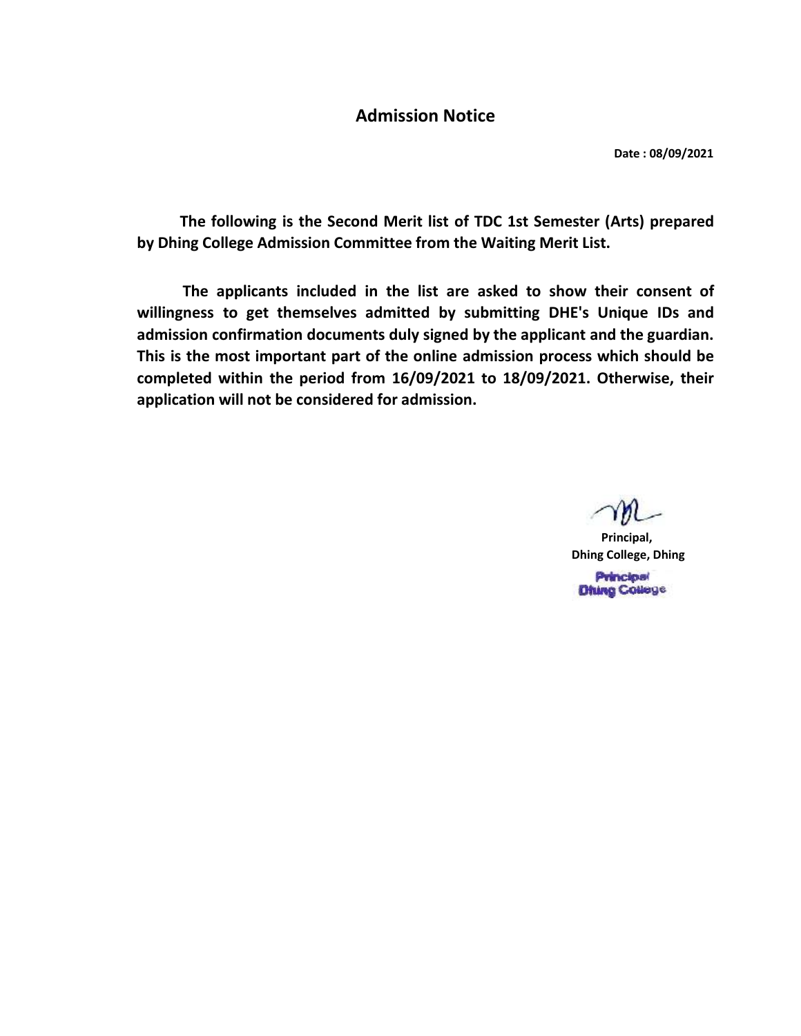# Admission Notice

**Date : 08/09/2021**

**The following is the Second Merit list of TDC 1st Semester (Arts) prepared by Dhing College Admission Committee from the Waiting Merit List.**

**The applicants included in the list are asked to show their consent of willingness to get themselves admitted by submitting DHE's Unique IDs and admission confirmation documents duly signed by the applicant and the guardian. This is the most important part of the online admission process which should be completed within the period from 16/09/2021 to 18/09/2021. Otherwise, their application will not be considered for admission.**

**Principal,**
**Dhing College, Dhing**

Principal
Dhing College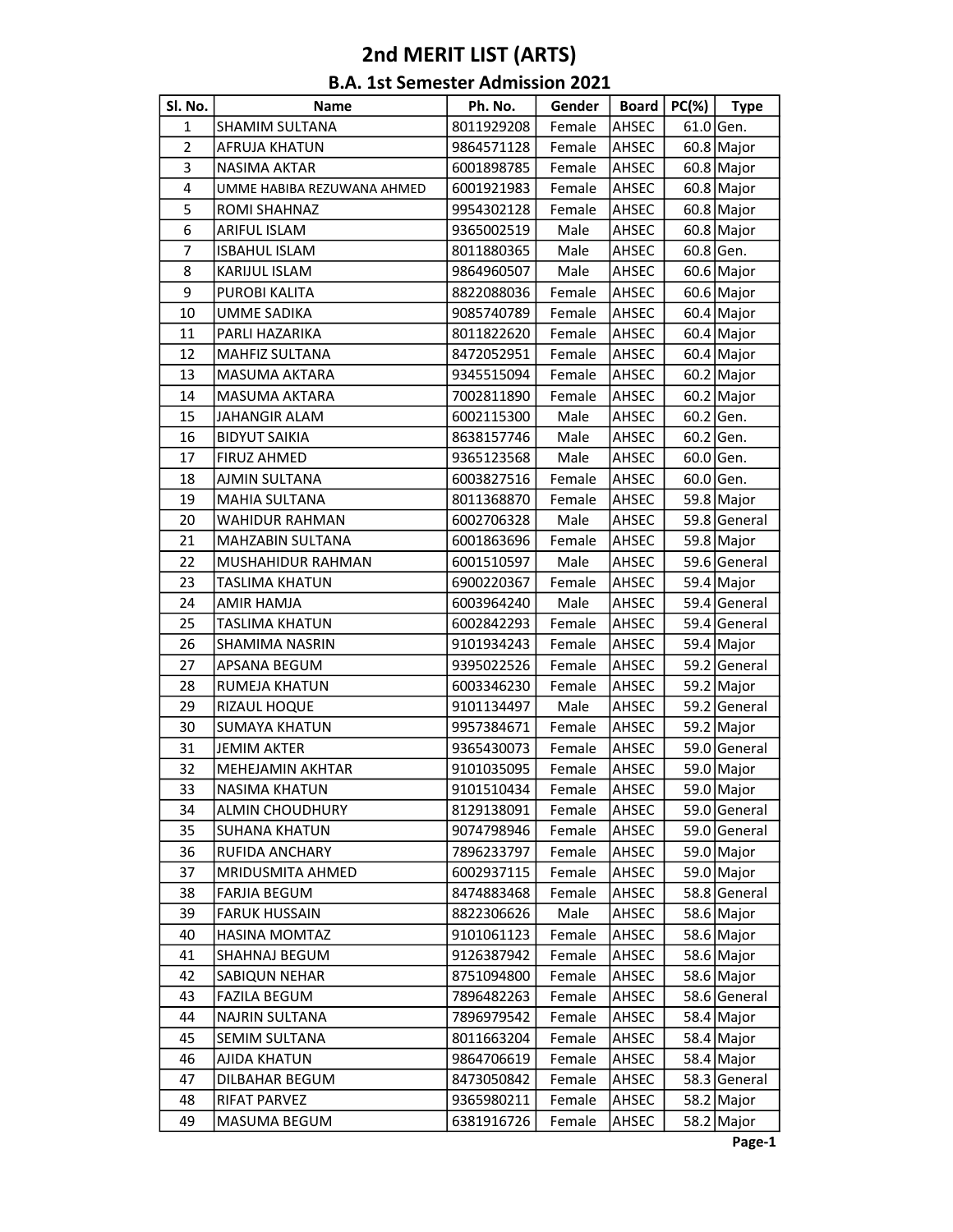# 2nd MERIT LIST (ARTS)

## B.A. 1st Semester Admission 2021

| Sl. No. | Name | Ph. No. | Gender | Board | PC(%) | Type |
|---|---|---|---|---|---|---|
| 1 | SHAMIM SULTANA | 8011929208 | Female | AHSEC | 61.0 | Gen. |
| 2 | AFRUJA KHATUN | 9864571128 | Female | AHSEC | 60.8 | Major |
| 3 | NASIMA AKTAR | 6001898785 | Female | AHSEC | 60.8 | Major |
| 4 | UMME HABIBA REZUWANA AHMED | 6001921983 | Female | AHSEC | 60.8 | Major |
| 5 | ROMI SHAHNAZ | 9954302128 | Female | AHSEC | 60.8 | Major |
| 6 | ARIFUL ISLAM | 9365002519 | Male | AHSEC | 60.8 | Major |
| 7 | ISBAHUL ISLAM | 8011880365 | Male | AHSEC | 60.8 | Gen. |
| 8 | KARIJUL ISLAM | 9864960507 | Male | AHSEC | 60.6 | Major |
| 9 | PUROBI KALITA | 8822088036 | Female | AHSEC | 60.6 | Major |
| 10 | UMME SADIKA | 9085740789 | Female | AHSEC | 60.4 | Major |
| 11 | PARLI HAZARIKA | 8011822620 | Female | AHSEC | 60.4 | Major |
| 12 | MAHFIZ SULTANA | 8472052951 | Female | AHSEC | 60.4 | Major |
| 13 | MASUMA AKTARA | 9345515094 | Female | AHSEC | 60.2 | Major |
| 14 | MASUMA AKTARA | 7002811890 | Female | AHSEC | 60.2 | Major |
| 15 | JAHANGIR ALAM | 6002115300 | Male | AHSEC | 60.2 | Gen. |
| 16 | BIDYUT SAIKIA | 8638157746 | Male | AHSEC | 60.2 | Gen. |
| 17 | FIRUZ AHMED | 9365123568 | Male | AHSEC | 60.0 | Gen. |
| 18 | AJMIN SULTANA | 6003827516 | Female | AHSEC | 60.0 | Gen. |
| 19 | MAHIA SULTANA | 8011368870 | Female | AHSEC | 59.8 | Major |
| 20 | WAHIDUR RAHMAN | 6002706328 | Male | AHSEC | 59.8 | General |
| 21 | MAHZABIN SULTANA | 6001863696 | Female | AHSEC | 59.8 | Major |
| 22 | MUSHAHIDUR RAHMAN | 6001510597 | Male | AHSEC | 59.6 | General |
| 23 | TASLIMA KHATUN | 6900220367 | Female | AHSEC | 59.4 | Major |
| 24 | AMIR HAMJA | 6003964240 | Male | AHSEC | 59.4 | General |
| 25 | TASLIMA KHATUN | 6002842293 | Female | AHSEC | 59.4 | General |
| 26 | SHAMIMA NASRIN | 9101934243 | Female | AHSEC | 59.4 | Major |
| 27 | APSANA BEGUM | 9395022526 | Female | AHSEC | 59.2 | General |
| 28 | RUMEJA KHATUN | 6003346230 | Female | AHSEC | 59.2 | Major |
| 29 | RIZAUL HOQUE | 9101134497 | Male | AHSEC | 59.2 | General |
| 30 | SUMAYA KHATUN | 9957384671 | Female | AHSEC | 59.2 | Major |
| 31 | JEMIM AKTER | 9365430073 | Female | AHSEC | 59.0 | General |
| 32 | MEHEJAMIN AKHTAR | 9101035095 | Female | AHSEC | 59.0 | Major |
| 33 | NASIMA KHATUN | 9101510434 | Female | AHSEC | 59.0 | Major |
| 34 | ALMIN CHOUDHURY | 8129138091 | Female | AHSEC | 59.0 | General |
| 35 | SUHANA KHATUN | 9074798946 | Female | AHSEC | 59.0 | General |
| 36 | RUFIDA ANCHARY | 7896233797 | Female | AHSEC | 59.0 | Major |
| 37 | MRIDUSMITA AHMED | 6002937115 | Female | AHSEC | 59.0 | Major |
| 38 | FARJIA BEGUM | 8474883468 | Female | AHSEC | 58.8 | General |
| 39 | FARUK HUSSAIN | 8822306626 | Male | AHSEC | 58.6 | Major |
| 40 | HASINA MOMTAZ | 9101061123 | Female | AHSEC | 58.6 | Major |
| 41 | SHAHNAJ BEGUM | 9126387942 | Female | AHSEC | 58.6 | Major |
| 42 | SABIQUN NEHAR | 8751094800 | Female | AHSEC | 58.6 | Major |
| 43 | FAZILA BEGUM | 7896482263 | Female | AHSEC | 58.6 | General |
| 44 | NAJRIN SULTANA | 7896979542 | Female | AHSEC | 58.4 | Major |
| 45 | SEMIM SULTANA | 8011663204 | Female | AHSEC | 58.4 | Major |
| 46 | AJIDA KHATUN | 9864706619 | Female | AHSEC | 58.4 | Major |
| 47 | DILBAHAR BEGUM | 8473050842 | Female | AHSEC | 58.3 | General |
| 48 | RIFAT PARVEZ | 9365980211 | Female | AHSEC | 58.2 | Major |
| 49 | MASUMA BEGUM | 6381916726 | Female | AHSEC | 58.2 | Major |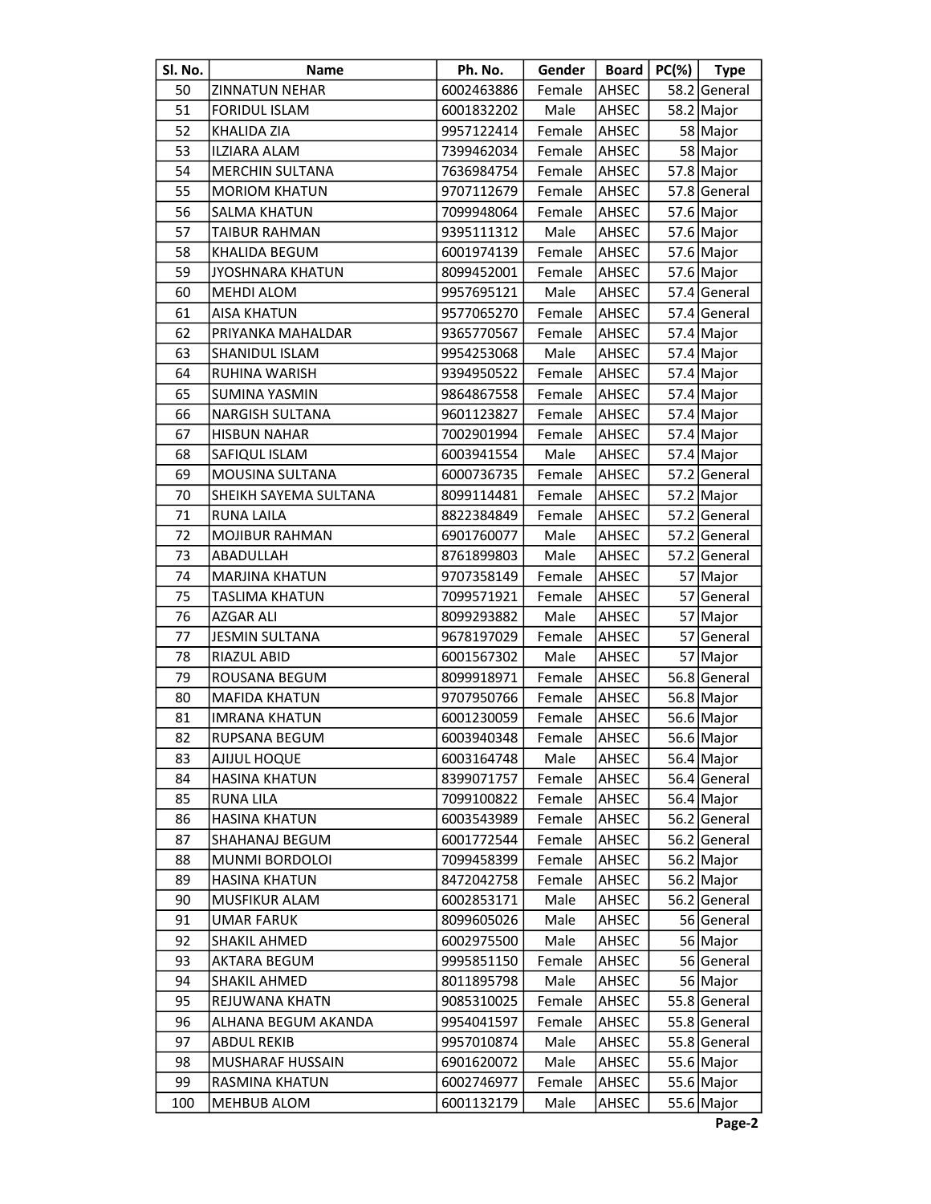| Sl. No. | Name | Ph. No. | Gender | Board | PC(%) | Type |
|---|---|---|---|---|---|---|
| 50 | ZINNATUN NEHAR | 6002463886 | Female | AHSEC | 58.2 | General |
| 51 | FORIDUL ISLAM | 6001832202 | Male | AHSEC | 58.2 | Major |
| 52 | KHALIDA ZIA | 9957122414 | Female | AHSEC | 58 | Major |
| 53 | ILZIARA ALAM | 7399462034 | Female | AHSEC | 58 | Major |
| 54 | MERCHIN SULTANA | 7636984754 | Female | AHSEC | 57.8 | Major |
| 55 | MORIOM KHATUN | 9707112679 | Female | AHSEC | 57.8 | General |
| 56 | SALMA KHATUN | 7099948064 | Female | AHSEC | 57.6 | Major |
| 57 | TAIBUR RAHMAN | 9395111312 | Male | AHSEC | 57.6 | Major |
| 58 | KHALIDA BEGUM | 6001974139 | Female | AHSEC | 57.6 | Major |
| 59 | JYOSHNARA KHATUN | 8099452001 | Female | AHSEC | 57.6 | Major |
| 60 | MEHDI ALOM | 9957695121 | Male | AHSEC | 57.4 | General |
| 61 | AISA KHATUN | 9577065270 | Female | AHSEC | 57.4 | General |
| 62 | PRIYANKA MAHALDAR | 9365770567 | Female | AHSEC | 57.4 | Major |
| 63 | SHANIDUL ISLAM | 9954253068 | Male | AHSEC | 57.4 | Major |
| 64 | RUHINA WARISH | 9394950522 | Female | AHSEC | 57.4 | Major |
| 65 | SUMINA YASMIN | 9864867558 | Female | AHSEC | 57.4 | Major |
| 66 | NARGISH SULTANA | 9601123827 | Female | AHSEC | 57.4 | Major |
| 67 | HISBUN NAHAR | 7002901994 | Female | AHSEC | 57.4 | Major |
| 68 | SAFIQUL ISLAM | 6003941554 | Male | AHSEC | 57.4 | Major |
| 69 | MOUSINA SULTANA | 6000736735 | Female | AHSEC | 57.2 | General |
| 70 | SHEIKH SAYEMA SULTANA | 8099114481 | Female | AHSEC | 57.2 | Major |
| 71 | RUNA LAILA | 8822384849 | Female | AHSEC | 57.2 | General |
| 72 | MOJIBUR RAHMAN | 6901760077 | Male | AHSEC | 57.2 | General |
| 73 | ABADULLAH | 8761899803 | Male | AHSEC | 57.2 | General |
| 74 | MARJINA KHATUN | 9707358149 | Female | AHSEC | 57 | Major |
| 75 | TASLIMA KHATUN | 7099571921 | Female | AHSEC | 57 | General |
| 76 | AZGAR ALI | 8099293882 | Male | AHSEC | 57 | Major |
| 77 | JESMIN SULTANA | 9678197029 | Female | AHSEC | 57 | General |
| 78 | RIAZUL ABID | 6001567302 | Male | AHSEC | 57 | Major |
| 79 | ROUSANA BEGUM | 8099918971 | Female | AHSEC | 56.8 | General |
| 80 | MAFIDA KHATUN | 9707950766 | Female | AHSEC | 56.8 | Major |
| 81 | IMRANA KHATUN | 6001230059 | Female | AHSEC | 56.6 | Major |
| 82 | RUPSANA BEGUM | 6003940348 | Female | AHSEC | 56.6 | Major |
| 83 | AJIJUL HOQUE | 6003164748 | Male | AHSEC | 56.4 | Major |
| 84 | HASINA KHATUN | 8399071757 | Female | AHSEC | 56.4 | General |
| 85 | RUNA LILA | 7099100822 | Female | AHSEC | 56.4 | Major |
| 86 | HASINA KHATUN | 6003543989 | Female | AHSEC | 56.2 | General |
| 87 | SHAHANAJ BEGUM | 6001772544 | Female | AHSEC | 56.2 | General |
| 88 | MUNMI BORDOLOI | 7099458399 | Female | AHSEC | 56.2 | Major |
| 89 | HASINA KHATUN | 8472042758 | Female | AHSEC | 56.2 | Major |
| 90 | MUSFIKUR ALAM | 6002853171 | Male | AHSEC | 56.2 | General |
| 91 | UMAR FARUK | 8099605026 | Male | AHSEC | 56 | General |
| 92 | SHAKIL AHMED | 6002975500 | Male | AHSEC | 56 | Major |
| 93 | AKTARA BEGUM | 9995851150 | Female | AHSEC | 56 | General |
| 94 | SHAKIL AHMED | 8011895798 | Male | AHSEC | 56 | Major |
| 95 | REJUWANA KHATN | 9085310025 | Female | AHSEC | 55.8 | General |
| 96 | ALHANA BEGUM AKANDA | 9954041597 | Female | AHSEC | 55.8 | General |
| 97 | ABDUL REKIB | 9957010874 | Male | AHSEC | 55.8 | General |
| 98 | MUSHARAF HUSSAIN | 6901620072 | Male | AHSEC | 55.6 | Major |
| 99 | RASMINA KHATUN | 6002746977 | Female | AHSEC | 55.6 | Major |
| 100 | MEHBUB ALOM | 6001132179 | Male | AHSEC | 55.6 | Major |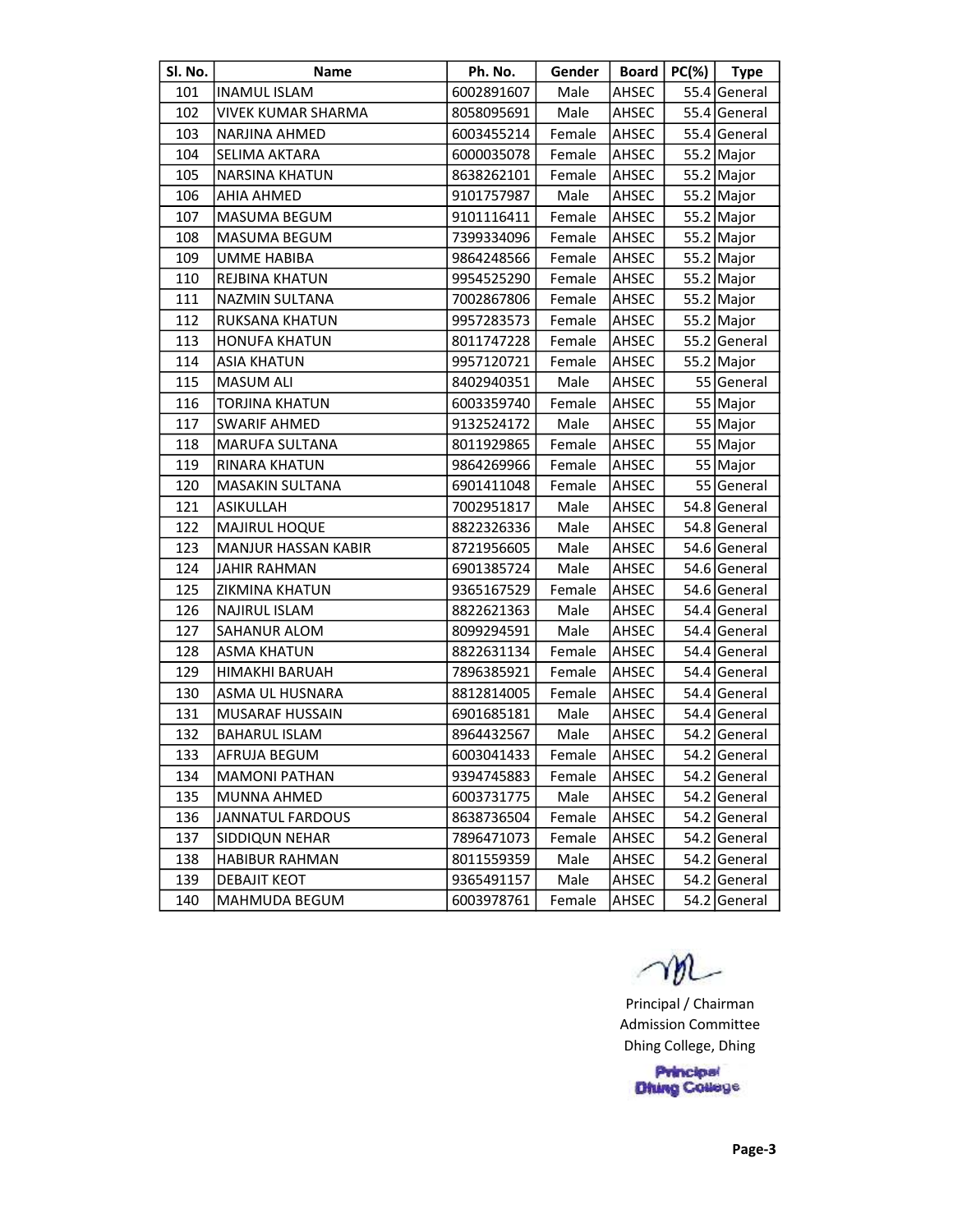| Sl. No. | Name | Ph. No. | Gender | Board | PC(%) | Type |
|---|---|---|---|---|---|---|
| 101 | INAMUL ISLAM | 6002891607 | Male | AHSEC | 55.4 | General |
| 102 | VIVEK KUMAR SHARMA | 8058095691 | Male | AHSEC | 55.4 | General |
| 103 | NARJINA AHMED | 6003455214 | Female | AHSEC | 55.4 | General |
| 104 | SELIMA AKTARA | 6000035078 | Female | AHSEC | 55.2 | Major |
| 105 | NARSINA KHATUN | 8638262101 | Female | AHSEC | 55.2 | Major |
| 106 | AHIA AHMED | 9101757987 | Male | AHSEC | 55.2 | Major |
| 107 | MASUMA BEGUM | 9101116411 | Female | AHSEC | 55.2 | Major |
| 108 | MASUMA BEGUM | 7399334096 | Female | AHSEC | 55.2 | Major |
| 109 | UMME HABIBA | 9864248566 | Female | AHSEC | 55.2 | Major |
| 110 | REJBINA KHATUN | 9954525290 | Female | AHSEC | 55.2 | Major |
| 111 | NAZMIN SULTANA | 7002867806 | Female | AHSEC | 55.2 | Major |
| 112 | RUKSANA KHATUN | 9957283573 | Female | AHSEC | 55.2 | Major |
| 113 | HONUFA KHATUN | 8011747228 | Female | AHSEC | 55.2 | General |
| 114 | ASIA KHATUN | 9957120721 | Female | AHSEC | 55.2 | Major |
| 115 | MASUM ALI | 8402940351 | Male | AHSEC | 55 | General |
| 116 | TORJINA KHATUN | 6003359740 | Female | AHSEC | 55 | Major |
| 117 | SWARIF AHMED | 9132524172 | Male | AHSEC | 55 | Major |
| 118 | MARUFA SULTANA | 8011929865 | Female | AHSEC | 55 | Major |
| 119 | RINARA KHATUN | 9864269966 | Female | AHSEC | 55 | Major |
| 120 | MASAKIN SULTANA | 6901411048 | Female | AHSEC | 55 | General |
| 121 | ASIKULLAH | 7002951817 | Male | AHSEC | 54.8 | General |
| 122 | MAJIRUL HOQUE | 8822326336 | Male | AHSEC | 54.8 | General |
| 123 | MANJUR HASSAN KABIR | 8721956605 | Male | AHSEC | 54.6 | General |
| 124 | JAHIR RAHMAN | 6901385724 | Male | AHSEC | 54.6 | General |
| 125 | ZIKMINA KHATUN | 9365167529 | Female | AHSEC | 54.6 | General |
| 126 | NAJIRUL ISLAM | 8822621363 | Male | AHSEC | 54.4 | General |
| 127 | SAHANUR ALOM | 8099294591 | Male | AHSEC | 54.4 | General |
| 128 | ASMA KHATUN | 8822631134 | Female | AHSEC | 54.4 | General |
| 129 | HIMAKHI BARUAH | 7896385921 | Female | AHSEC | 54.4 | General |
| 130 | ASMA UL HUSNARA | 8812814005 | Female | AHSEC | 54.4 | General |
| 131 | MUSARAF HUSSAIN | 6901685181 | Male | AHSEC | 54.4 | General |
| 132 | BAHARUL ISLAM | 8964432567 | Male | AHSEC | 54.2 | General |
| 133 | AFRUJA BEGUM | 6003041433 | Female | AHSEC | 54.2 | General |
| 134 | MAMONI PATHAN | 9394745883 | Female | AHSEC | 54.2 | General |
| 135 | MUNNA AHMED | 6003731775 | Male | AHSEC | 54.2 | General |
| 136 | JANNATUL FARDOUS | 8638736504 | Female | AHSEC | 54.2 | General |
| 137 | SIDDIQUN NEHAR | 7896471073 | Female | AHSEC | 54.2 | General |
| 138 | HABIBUR RAHMAN | 8011559359 | Male | AHSEC | 54.2 | General |
| 139 | DEBAJIT KEOT | 9365491157 | Male | AHSEC | 54.2 | General |
| 140 | MAHMUDA BEGUM | 6003978761 | Female | AHSEC | 54.2 | General |

Principal / Chairman
Admission Committee
Dhing College, Dhing

Principal
Dhing College